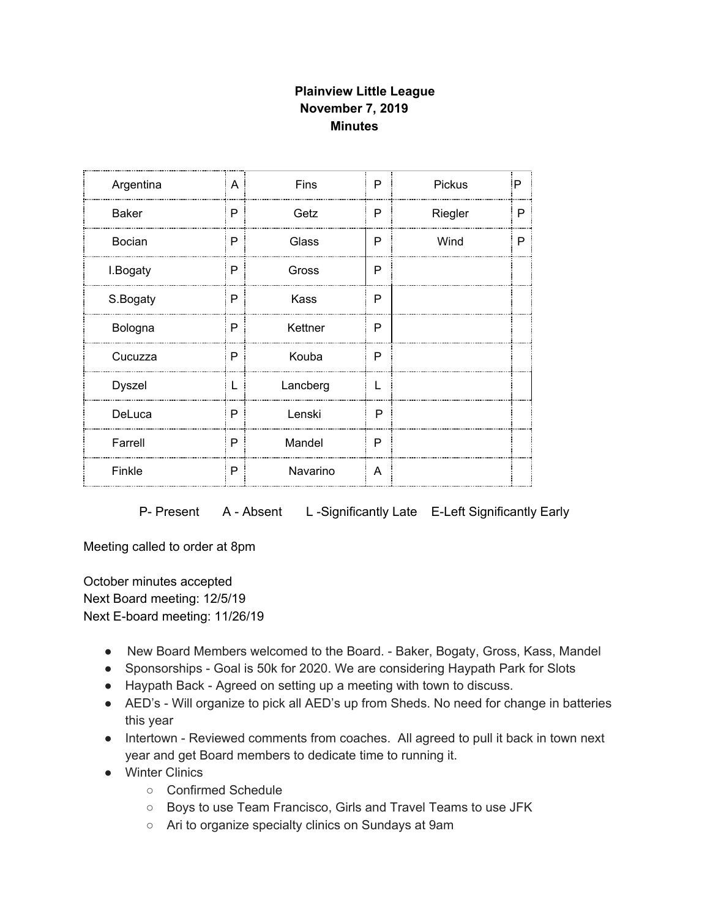# Plainview Little League
## November 7, 2019
## Minutes

| | | | | | |
|---|---|---|---|---|---|
| Argentina | A | Fins | P | Pickus | P |
| Baker | P | Getz | P | Riegler | P |
| Bocian | P | Glass | P | Wind | P |
| I.Bogaty | P | Gross | P | | |
| S.Bogaty | P | Kass | P | | |
| Bologna | P | Kettner | P | | |
| Cucuzza | P | Kouba | P | | |
| Dyszel | L | Lancberg | L | | |
| DeLuca | P | Lenski | P | | |
| Farrell | P | Mandel | P | | |
| Finkle | P | Navarino | A | | |

P- Present      A - Absent      L -Significantly Late    E-Left Significantly Early

Meeting called to order at 8pm

October minutes accepted
Next Board meeting: 12/5/19
Next E-board meeting: 11/26/19

- New Board Members welcomed to the Board. - Baker, Bogaty, Gross, Kass, Mandel
- Sponsorships - Goal is 50k for 2020. We are considering Haypath Park for Slots
- Haypath Back - Agreed on setting up a meeting with town to discuss.
- AED's - Will organize to pick all AED's up from Sheds. No need for change in batteries this year
- Intertown - Reviewed comments from coaches. All agreed to pull it back in town next year and get Board members to dedicate time to running it.
- Winter Clinics
  - Confirmed Schedule
  - Boys to use Team Francisco, Girls and Travel Teams to use JFK
  - Ari to organize specialty clinics on Sundays at 9am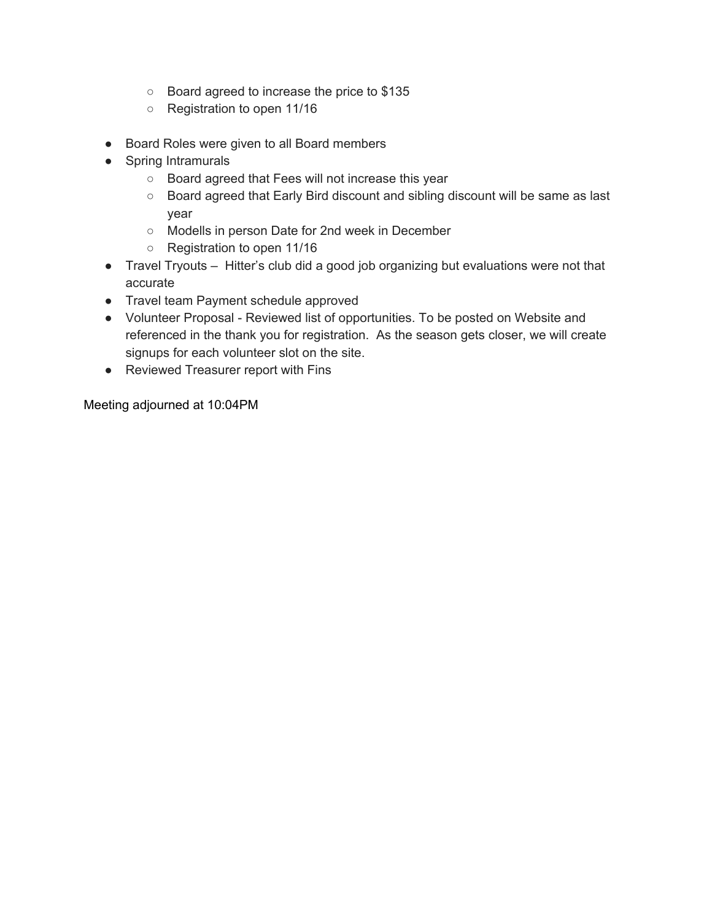- Board agreed to increase the price to $135
    - Registration to open 11/16

- Board Roles were given to all Board members
- Spring Intramurals
    - Board agreed that Fees will not increase this year
    - Board agreed that Early Bird discount and sibling discount will be same as last year
    - Modells in person Date for 2nd week in December
    - Registration to open 11/16
- Travel Tryouts – Hitter's club did a good job organizing but evaluations were not that accurate
- Travel team Payment schedule approved
- Volunteer Proposal - Reviewed list of opportunities. To be posted on Website and referenced in the thank you for registration. As the season gets closer, we will create signups for each volunteer slot on the site.
- Reviewed Treasurer report with Fins

Meeting adjourned at 10:04PM